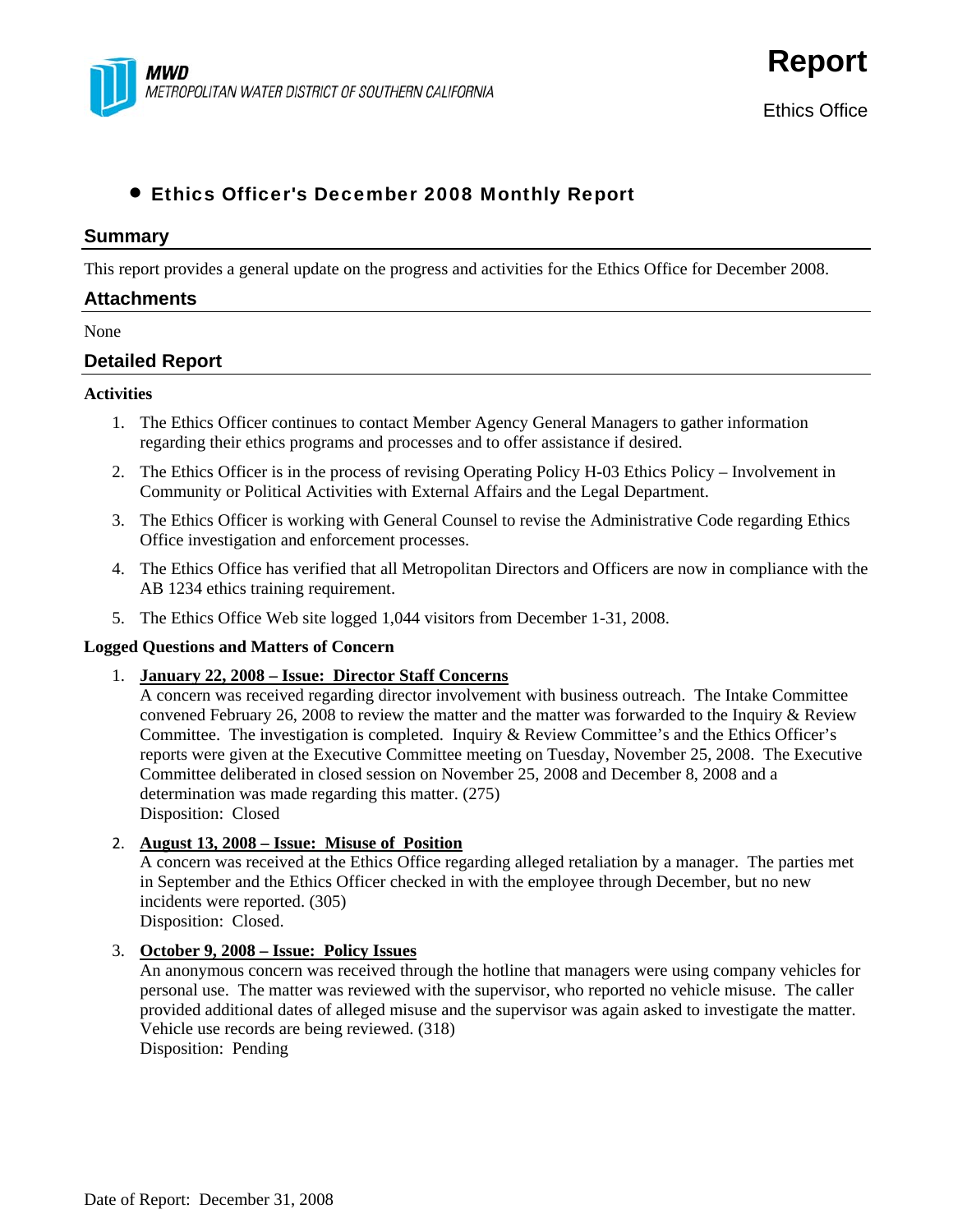**MWD**
METROPOLITAN WATER DISTRICT OF SOUTHERN CALIFORNIA

# Report

Ethics Office

- **Ethics Officer's December 2008 Monthly Report**

## Summary

This report provides a general update on the progress and activities for the Ethics Office for December 2008.

## Attachments

None

## Detailed Report

**Activities**

1. The Ethics Officer continues to contact Member Agency General Managers to gather information regarding their ethics programs and processes and to offer assistance if desired.
2. The Ethics Officer is in the process of revising Operating Policy H-03 Ethics Policy – Involvement in Community or Political Activities with External Affairs and the Legal Department.
3. The Ethics Officer is working with General Counsel to revise the Administrative Code regarding Ethics Office investigation and enforcement processes.
4. The Ethics Office has verified that all Metropolitan Directors and Officers are now in compliance with the AB 1234 ethics training requirement.
5. The Ethics Office Web site logged 1,044 visitors from December 1-31, 2008.

**Logged Questions and Matters of Concern**

1. **January 22, 2008 – Issue: Director Staff Concerns**
   A concern was received regarding director involvement with business outreach. The Intake Committee convened February 26, 2008 to review the matter and the matter was forwarded to the Inquiry & Review Committee. The investigation is completed. Inquiry & Review Committee's and the Ethics Officer's reports were given at the Executive Committee meeting on Tuesday, November 25, 2008. The Executive Committee deliberated in closed session on November 25, 2008 and December 8, 2008 and a determination was made regarding this matter. (275)
   Disposition: Closed
2. **August 13, 2008 – Issue: Misuse of Position**
   A concern was received at the Ethics Office regarding alleged retaliation by a manager. The parties met in September and the Ethics Officer checked in with the employee through December, but no new incidents were reported. (305)
   Disposition: Closed.
3. **October 9, 2008 – Issue: Policy Issues**
   An anonymous concern was received through the hotline that managers were using company vehicles for personal use. The matter was reviewed with the supervisor, who reported no vehicle misuse. The caller provided additional dates of alleged misuse and the supervisor was again asked to investigate the matter. Vehicle use records are being reviewed. (318)
   Disposition: Pending

Date of Report: December 31, 2008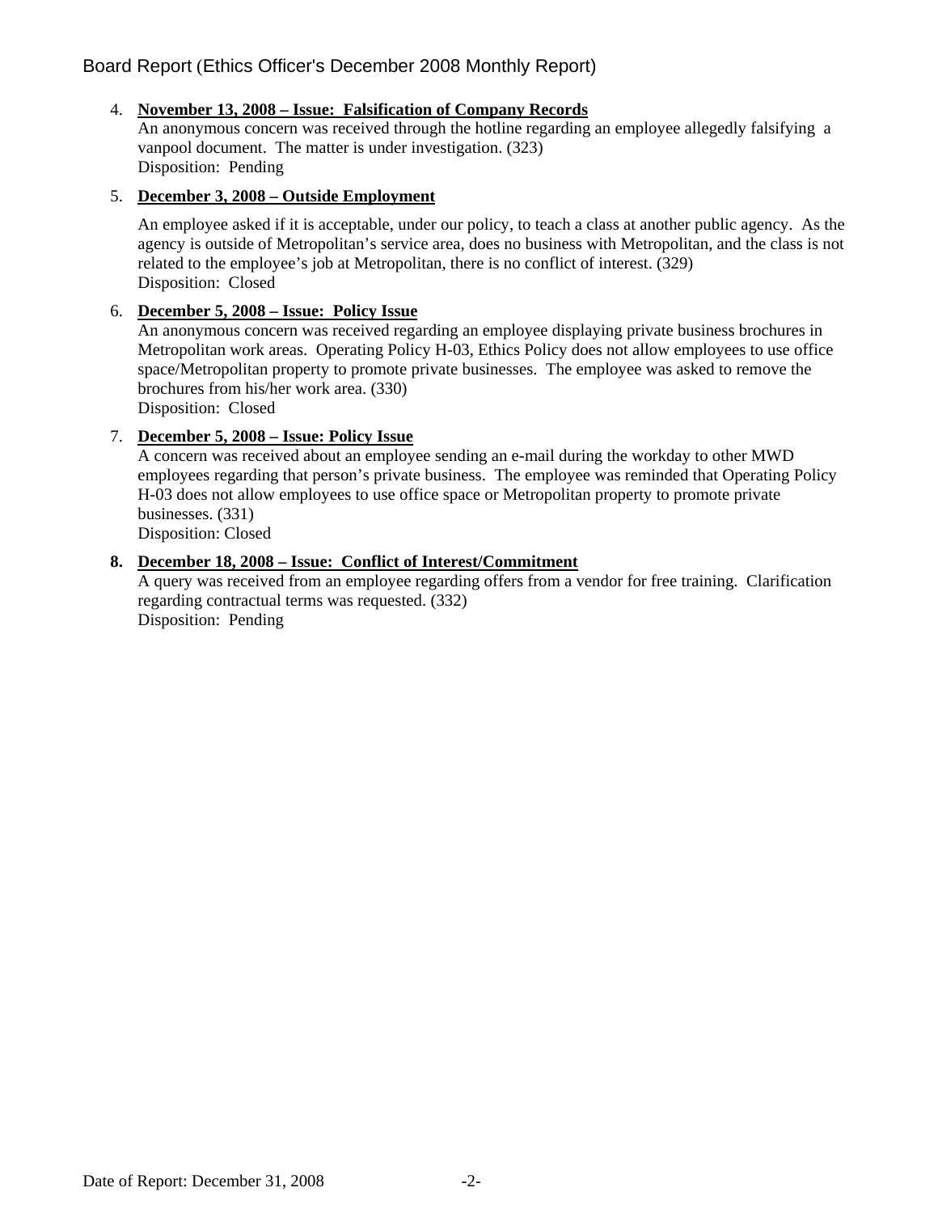4. **November 13, 2008 – Issue: Falsification of Company Records**
   An anonymous concern was received through the hotline regarding an employee allegedly falsifying a vanpool document. The matter is under investigation. (323)
   Disposition: Pending

5. **December 3, 2008 – Outside Employment**

   An employee asked if it is acceptable, under our policy, to teach a class at another public agency. As the agency is outside of Metropolitan's service area, does no business with Metropolitan, and the class is not related to the employee's job at Metropolitan, there is no conflict of interest. (329)
   Disposition: Closed

6. **December 5, 2008 – Issue: Policy Issue**
   An anonymous concern was received regarding an employee displaying private business brochures in Metropolitan work areas. Operating Policy H-03, Ethics Policy does not allow employees to use office space/Metropolitan property to promote private businesses. The employee was asked to remove the brochures from his/her work area. (330)
   Disposition: Closed

7. **December 5, 2008 – Issue: Policy Issue**
   A concern was received about an employee sending an e-mail during the workday to other MWD employees regarding that person's private business. The employee was reminded that Operating Policy H-03 does not allow employees to use office space or Metropolitan property to promote private businesses. (331)
   Disposition: Closed

8. **December 18, 2008 – Issue: Conflict of Interest/Commitment**
   A query was received from an employee regarding offers from a vendor for free training. Clarification regarding contractual terms was requested. (332)
   Disposition: Pending